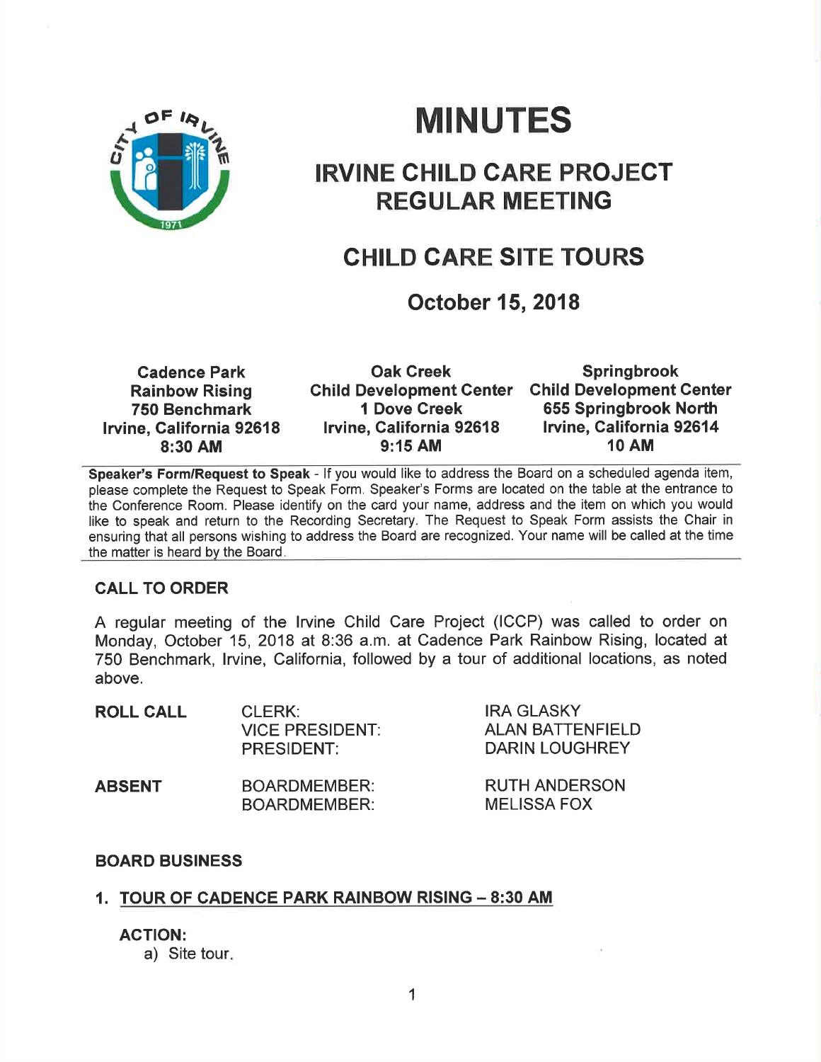# MINUTES

## IRVINE CHILD CARE PROJECT REGULAR MEETING

## CHILD CARE SITE TOURS

### October 15, 2018

| Cadence Park | Oak Creek | Springbrook |
|---|---|---|
| Rainbow Rising | Child Development Center | Child Development Center |
| 750 Benchmark | 1 Dove Creek | 655 Springbrook North |
| Irvine, California 92618 | Irvine, California 92618 | Irvine, California 92614 |
| 8:30 AM | 9:15 AM | 10 AM |

**Speaker's Form/Request to Speak** - If you would like to address the Board on a scheduled agenda item, please complete the Request to Speak Form. Speaker's Forms are located on the table at the entrance to the Conference Room. Please identify on the card your name, address and the item on which you would like to speak and return to the Recording Secretary. The Request to Speak Form assists the Chair in ensuring that all persons wishing to address the Board are recognized. Your name will be called at the time the matter is heard by the Board.

### CALL TO ORDER

A regular meeting of the Irvine Child Care Project (ICCP) was called to order on Monday, October 15, 2018 at 8:36 a.m. at Cadence Park Rainbow Rising, located at 750 Benchmark, Irvine, California, followed by a tour of additional locations, as noted above.

| | | |
|---|---|---|
| **ROLL CALL** | CLERK: | IRA GLASKY |
| | VICE PRESIDENT: | ALAN BATTENFIELD |
| | PRESIDENT: | DARIN LOUGHREY |
| **ABSENT** | BOARDMEMBER: | RUTH ANDERSON |
| | BOARDMEMBER: | MELISSA FOX |

### BOARD BUSINESS

1. <u>TOUR OF CADENCE PARK RAINBOW RISING – 8:30 AM</u>

   **ACTION:**

   a) Site tour.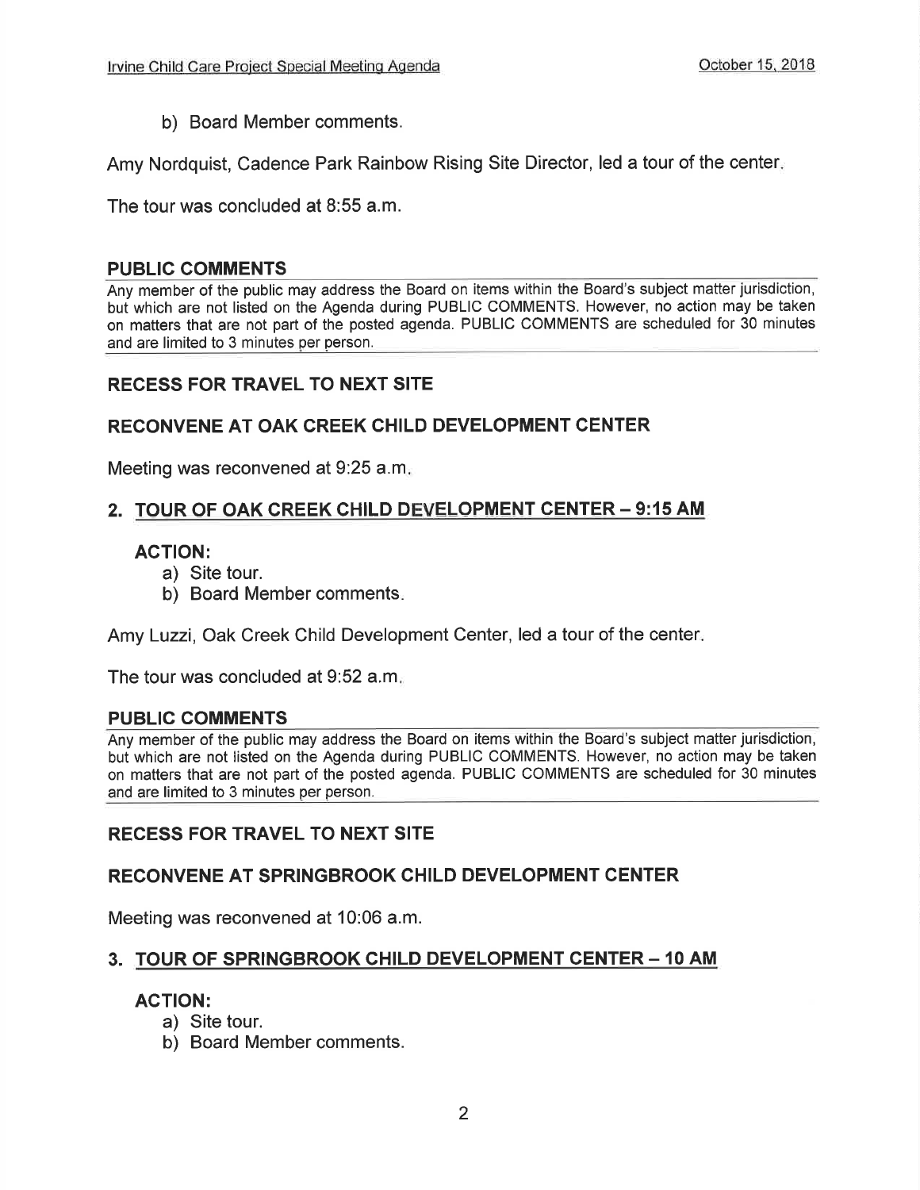b) Board Member comments.

Amy Nordquist, Cadence Park Rainbow Rising Site Director, led a tour of the center.

The tour was concluded at 8:55 a.m.

## PUBLIC COMMENTS

Any member of the public may address the Board on items within the Board's subject matter jurisdiction, but which are not listed on the Agenda during PUBLIC COMMENTS. However, no action may be taken on matters that are not part of the posted agenda. PUBLIC COMMENTS are scheduled for 30 minutes and are limited to 3 minutes per person.

## RECESS FOR TRAVEL TO NEXT SITE

## RECONVENE AT OAK CREEK CHILD DEVELOPMENT CENTER

Meeting was reconvened at 9:25 a.m.

## 2. TOUR OF OAK CREEK CHILD DEVELOPMENT CENTER – 9:15 AM

**ACTION:**

a) Site tour.
b) Board Member comments.

Amy Luzzi, Oak Creek Child Development Center, led a tour of the center.

The tour was concluded at 9:52 a.m.

## PUBLIC COMMENTS

Any member of the public may address the Board on items within the Board's subject matter jurisdiction, but which are not listed on the Agenda during PUBLIC COMMENTS. However, no action may be taken on matters that are not part of the posted agenda. PUBLIC COMMENTS are scheduled for 30 minutes and are limited to 3 minutes per person.

## RECESS FOR TRAVEL TO NEXT SITE

## RECONVENE AT SPRINGBROOK CHILD DEVELOPMENT CENTER

Meeting was reconvened at 10:06 a.m.

## 3. TOUR OF SPRINGBROOK CHILD DEVELOPMENT CENTER – 10 AM

**ACTION:**

a) Site tour.
b) Board Member comments.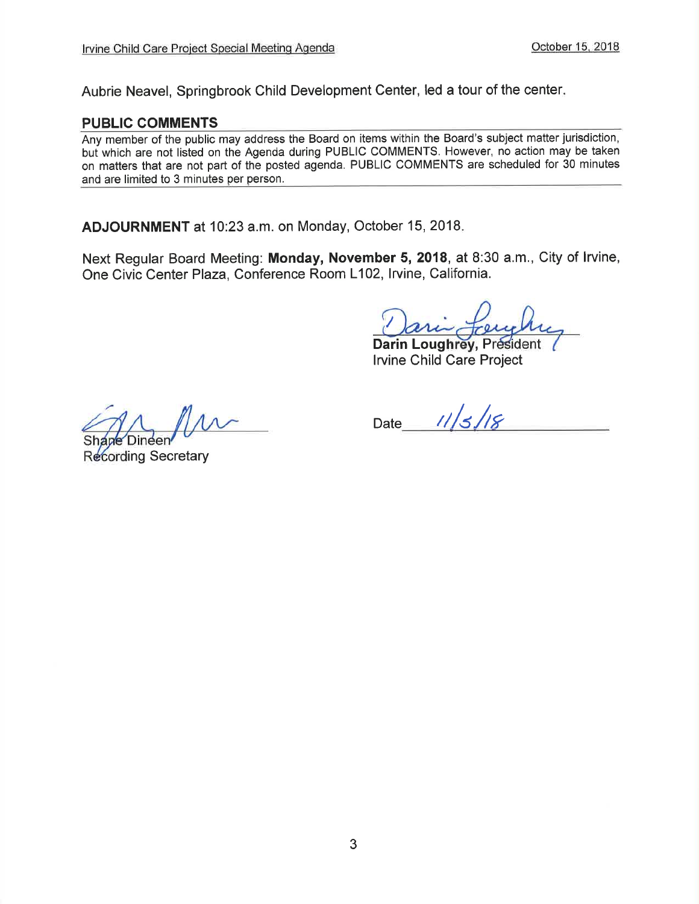Aubrie Neavel, Springbrook Child Development Center, led a tour of the center.

## PUBLIC COMMENTS

Any member of the public may address the Board on items within the Board's subject matter jurisdiction, but which are not listed on the Agenda during PUBLIC COMMENTS. However, no action may be taken on matters that are not part of the posted agenda. PUBLIC COMMENTS are scheduled for 30 minutes and are limited to 3 minutes per person.

**ADJOURNMENT** at 10:23 a.m. on Monday, October 15, 2018.

Next Regular Board Meeting: **Monday, November 5, 2018**, at 8:30 a.m., City of Irvine, One Civic Center Plaza, Conference Room L102, Irvine, California.

**Darin Loughrey**, President
Irvine Child Care Project

Shane Dineen
Recording Secretary

Date 11/5/18